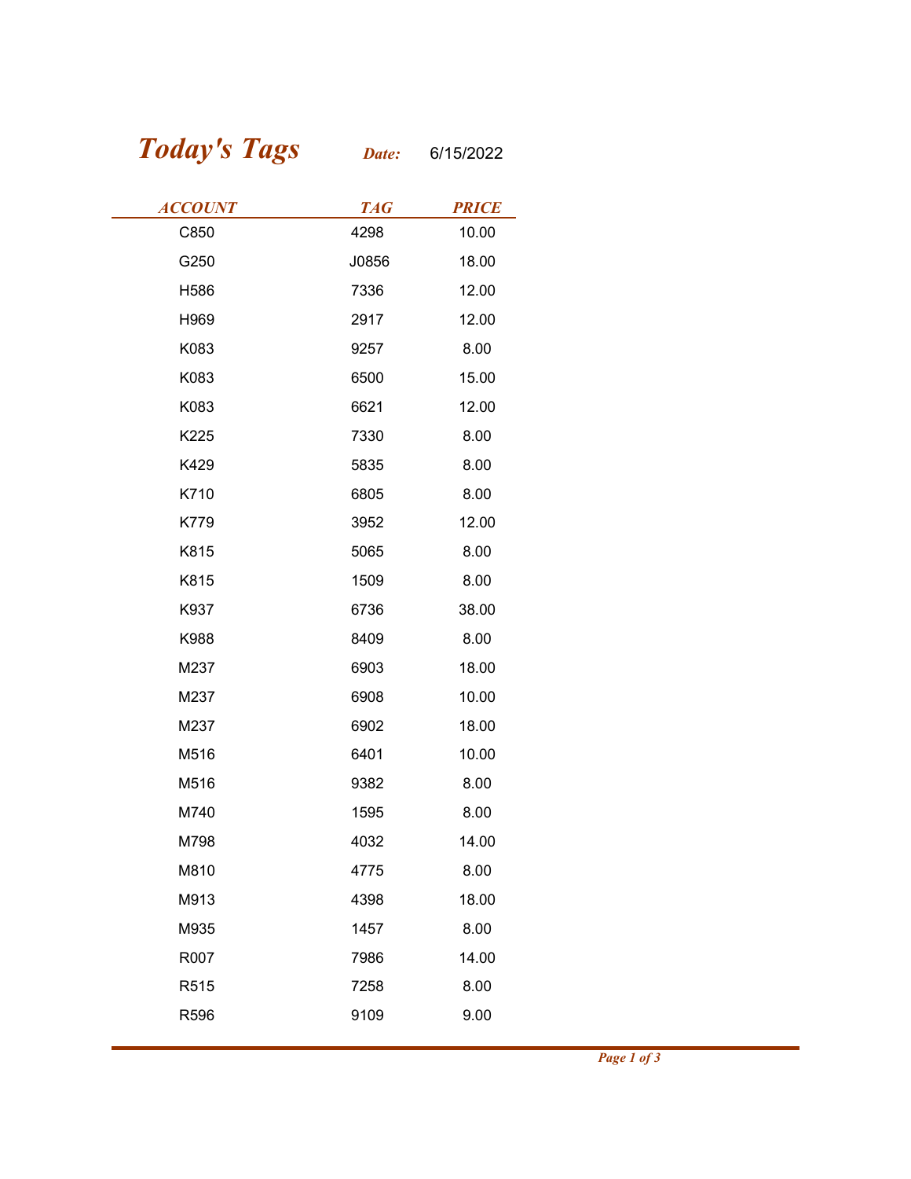# *Today's Tags*

***Date:*** 6/15/2022

| *ACCOUNT* | *TAG* | *PRICE* |
|---|---|---|
| C850 | 4298 | 10.00 |
| G250 | J0856 | 18.00 |
| H586 | 7336 | 12.00 |
| H969 | 2917 | 12.00 |
| K083 | 9257 | 8.00 |
| K083 | 6500 | 15.00 |
| K083 | 6621 | 12.00 |
| K225 | 7330 | 8.00 |
| K429 | 5835 | 8.00 |
| K710 | 6805 | 8.00 |
| K779 | 3952 | 12.00 |
| K815 | 5065 | 8.00 |
| K815 | 1509 | 8.00 |
| K937 | 6736 | 38.00 |
| K988 | 8409 | 8.00 |
| M237 | 6903 | 18.00 |
| M237 | 6908 | 10.00 |
| M237 | 6902 | 18.00 |
| M516 | 6401 | 10.00 |
| M516 | 9382 | 8.00 |
| M740 | 1595 | 8.00 |
| M798 | 4032 | 14.00 |
| M810 | 4775 | 8.00 |
| M913 | 4398 | 18.00 |
| M935 | 1457 | 8.00 |
| R007 | 7986 | 14.00 |
| R515 | 7258 | 8.00 |
| R596 | 9109 | 9.00 |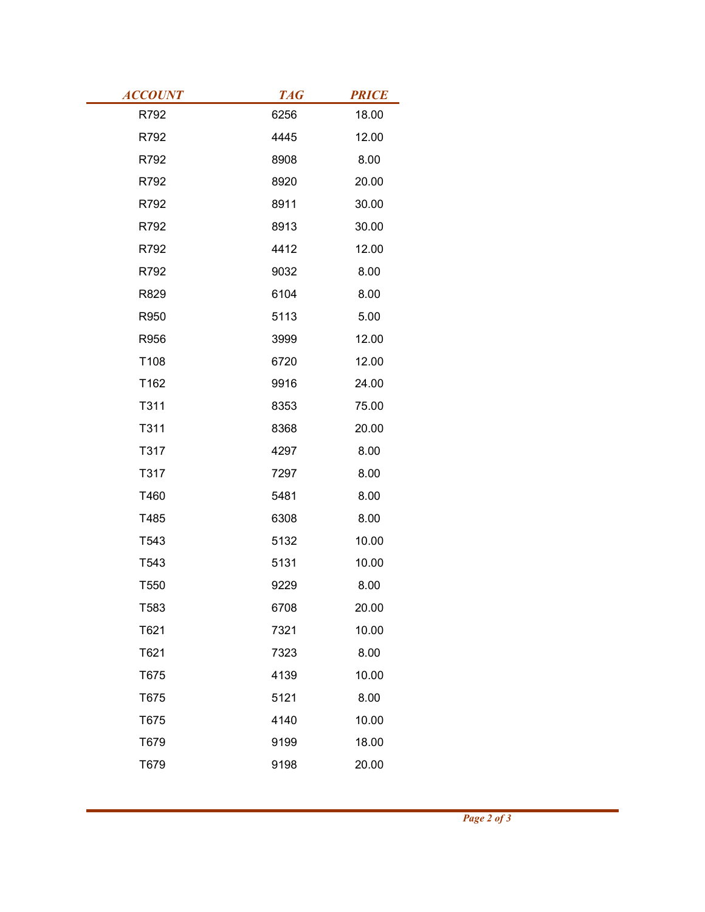| ACCOUNT | TAG | PRICE |
|---|---|---|
| R792 | 6256 | 18.00 |
| R792 | 4445 | 12.00 |
| R792 | 8908 | 8.00 |
| R792 | 8920 | 20.00 |
| R792 | 8911 | 30.00 |
| R792 | 8913 | 30.00 |
| R792 | 4412 | 12.00 |
| R792 | 9032 | 8.00 |
| R829 | 6104 | 8.00 |
| R950 | 5113 | 5.00 |
| R956 | 3999 | 12.00 |
| T108 | 6720 | 12.00 |
| T162 | 9916 | 24.00 |
| T311 | 8353 | 75.00 |
| T311 | 8368 | 20.00 |
| T317 | 4297 | 8.00 |
| T317 | 7297 | 8.00 |
| T460 | 5481 | 8.00 |
| T485 | 6308 | 8.00 |
| T543 | 5132 | 10.00 |
| T543 | 5131 | 10.00 |
| T550 | 9229 | 8.00 |
| T583 | 6708 | 20.00 |
| T621 | 7321 | 10.00 |
| T621 | 7323 | 8.00 |
| T675 | 4139 | 10.00 |
| T675 | 5121 | 8.00 |
| T675 | 4140 | 10.00 |
| T679 | 9199 | 18.00 |
| T679 | 9198 | 20.00 |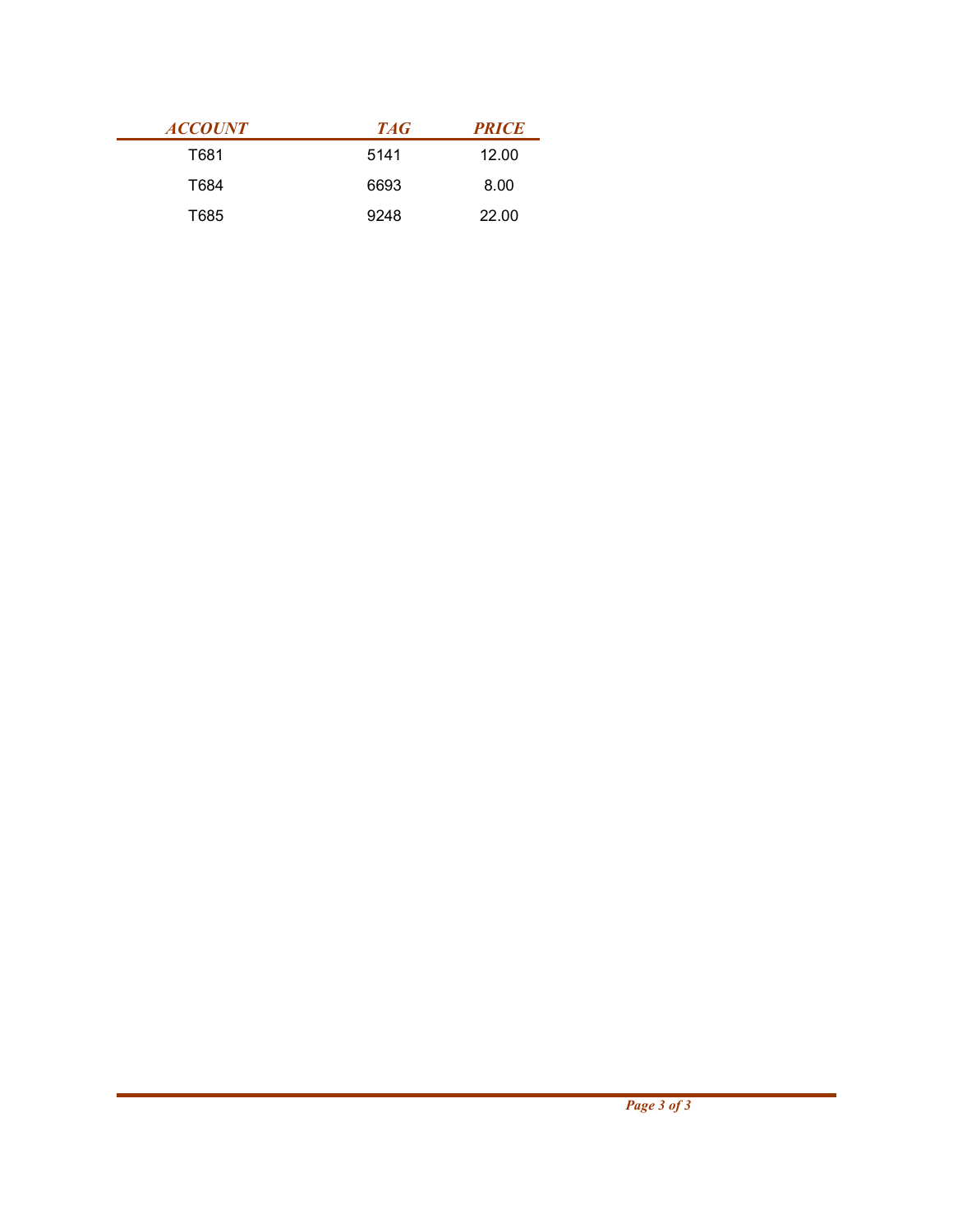| *ACCOUNT* | *TAG* | *PRICE* |
| --- | --- | --- |
| T681 | 5141 | 12.00 |
| T684 | 6693 | 8.00 |
| T685 | 9248 | 22.00 |